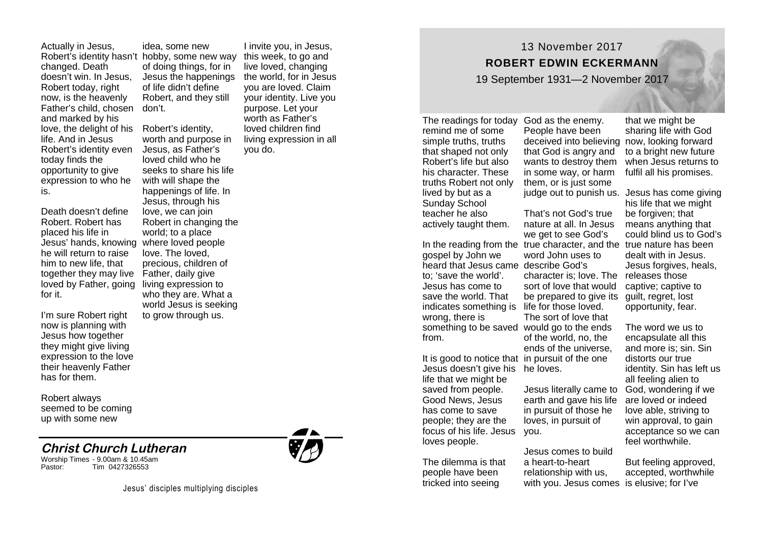Actually in Jesus, Robert's identity hasn't changed. Death doesn't win. In Jesus, Robert today, right now, is the heavenly Father's child, chosen and marked by his love, the delight of his life. And in Jesus Robert's identity even today finds the opportunity to give expression to who he is.

Death doesn't define Robert. Robert has placed his life in Jesus' hands, knowing he will return to raise him to new life, that together they may live loved by Father, going for it.

I'm sure Robert right now is planning with Jesus how together they might give living expression to the love their heavenly Father has for them.

Robert always seemed to be coming up with some new idea, some new hobby, some new way of doing things, for in Jesus the happenings of life didn't define Robert, and they still don't.

Robert's identity, worth and purpose in Jesus, as Father's loved child who he seeks to share his life with will shape the happenings of life. In Jesus, through his love, we can join Robert in changing the world; to a place where loved people love. The loved, precious, children of Father, daily give living expression to who they are. What a world Jesus is seeking to grow through us.

I invite you, in Jesus, this week, to go and live loved, changing the world, for in Jesus you are loved. Claim your identity. Live you purpose. Let your worth as Father's loved children find living expression in all you do.

**Christ Church Lutheran**

Worship Times - 9.00am & 10.45am
Pastor: Tim 0427326553

Jesus' disciples multiplying disciples

13 November 2017

## ROBERT EDWIN ECKERMANN

19 September 1931—2 November 2017

The readings for today remind me of some simple truths, truths that shaped not only Robert's life but also his character. These truths Robert not only lived by but as a Sunday School teacher he also actively taught them.

In the reading from the gospel by John we heard that Jesus came to; 'save the world'. Jesus has come to save the world. That indicates something is wrong, there is something to be saved from.

It is good to notice that Jesus doesn't give his life that we might be saved from people. Good News, Jesus has come to save people; they are the focus of his life. Jesus loves people.

The dilemma is that people have been tricked into seeing God as the enemy. People have been deceived into believing that God is angry and wants to destroy them in some way, or harm them, or is just some judge out to punish us.

That's not God's true nature at all. In Jesus we get to see God's true character, and the word John uses to describe God's character is; love. The sort of love that would be prepared to give its life for those loved. The sort of love that would go to the ends of the world, no, the ends of the universe, in pursuit of the one he loves.

Jesus literally came to earth and gave his life in pursuit of those he loves, in pursuit of you.

Jesus comes to build a heart-to-heart relationship with us, with you. Jesus comes that we might be sharing life with God now, looking forward to a bright new future when Jesus returns to fulfil all his promises.

Jesus has come giving his life that we might be forgiven; that means anything that could blind us to God's true nature has been dealt with in Jesus. Jesus forgives, heals, releases those captive; captive to guilt, regret, lost opportunity, fear.

The word we us to encapsulate all this and more is; sin. Sin distorts our true identity. Sin has left us all feeling alien to God, wondering if we are loved or indeed love able, striving to win approval, to gain acceptance so we can feel worthwhile.

But feeling approved, accepted, worthwhile is elusive; for I've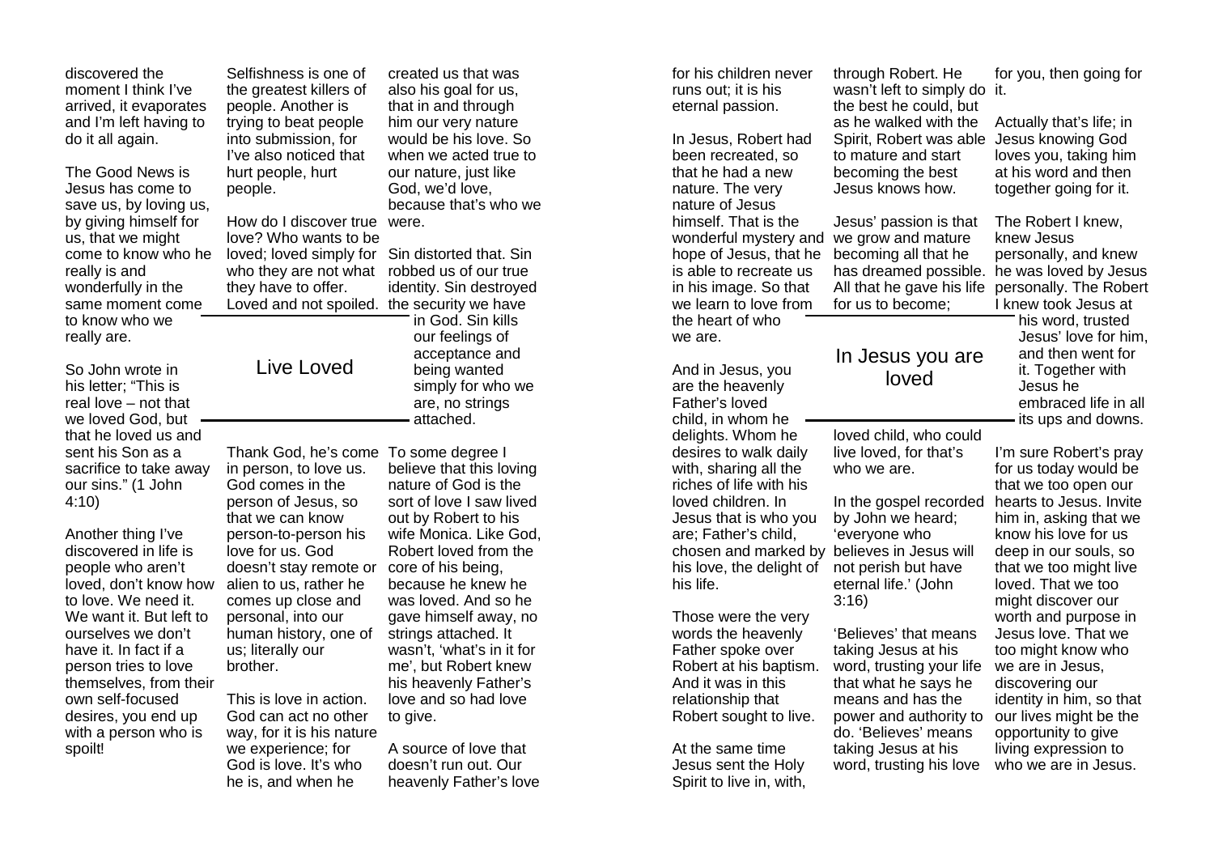discovered the moment I think I've arrived, it evaporates and I'm left having to do it all again.

The Good News is Jesus has come to save us, by loving us, by giving himself for us, that we might come to know who he really is and wonderfully in the same moment come to know who we really are.

So John wrote in his letter; "This is real love – not that we loved God, but that he loved us and sent his Son as a sacrifice to take away our sins." (1 John 4:10)

Another thing I've discovered in life is people who aren't loved, don't know how to love. We need it. We want it. But left to ourselves we don't have it. In fact if a person tries to love themselves, from their own self-focused desires, you end up with a person who is spoilt!

Selfishness is one of the greatest killers of people. Another is trying to beat people into submission, for I've also noticed that hurt people, hurt people.

How do I discover true love? Who wants to be loved; loved simply for who they are not what they have to offer. Loved and not spoiled.

## Live Loved

Thank God, he's come in person, to love us. God comes in the person of Jesus, so that we can know person-to-person his love for us. God doesn't stay remote or alien to us, rather he comes up close and personal, into our human history, one of us; literally our brother.

This is love in action. God can act no other way, for it is his nature we experience; for God is love. It's who he is, and when he created us that was also his goal for us, that in and through him our very nature would be his love. So when we acted true to our nature, just like God, we'd love, because that's who we were.

Sin distorted that. Sin robbed us of our true identity. Sin destroyed the security we have in God. Sin kills our feelings of acceptance and being wanted simply for who we are, no strings attached.

To some degree I believe that this loving nature of God is the sort of love I saw lived out by Robert to his wife Monica. Like God, Robert loved from the core of his being, because he knew he was loved. And so he gave himself away, no strings attached. It wasn't, 'what's in it for me', but Robert knew his heavenly Father's love and so had love to give.

A source of love that doesn't run out. Our heavenly Father's love for his children never runs out; it is his eternal passion.

In Jesus, Robert had been recreated, so that he had a new nature. The very nature of Jesus himself. That is the wonderful mystery and hope of Jesus, that he is able to recreate us in his image. So that we learn to love from the heart of who we are.

And in Jesus, you are the heavenly Father's loved child, in whom he delights. Whom he desires to walk daily with, sharing all the riches of life with his loved children. In Jesus that is who you are; Father's child, chosen and marked by his love, the delight of his life.

Those were the very words the heavenly Father spoke over Robert at his baptism. And it was in this relationship that Robert sought to live.

At the same time Jesus sent the Holy Spirit to live in, with, through Robert. He wasn't left to simply do the best he could, but as he walked with the Spirit, Robert was able to mature and start becoming the best Jesus knows how.

Jesus' passion is that we grow and mature becoming all that he has dreamed possible. All that he gave his life for us to become;

## In Jesus you are loved

loved child, who could live loved, for that's who we are.

In the gospel recorded by John we heard; 'everyone who believes in Jesus will not perish but have eternal life.' (John 3:16)

'Believes' that means taking Jesus at his word, trusting your life that what he says he means and has the power and authority to do. 'Believes' means taking Jesus at his word, trusting his love for you, then going for it.

Actually that's life; in Jesus knowing God loves you, taking him at his word and then together going for it.

The Robert I knew, knew Jesus personally, and knew he was loved by Jesus personally. The Robert I knew took Jesus at his word, trusted Jesus' love for him, and then went for it. Together with Jesus he embraced life in all its ups and downs.

I'm sure Robert's pray for us today would be that we too open our hearts to Jesus. Invite him in, asking that we know his love for us deep in our souls, so that we too might live loved. That we too might discover our worth and purpose in Jesus love. That we too might know who we are in Jesus, discovering our identity in him, so that our lives might be the opportunity to give living expression to who we are in Jesus.